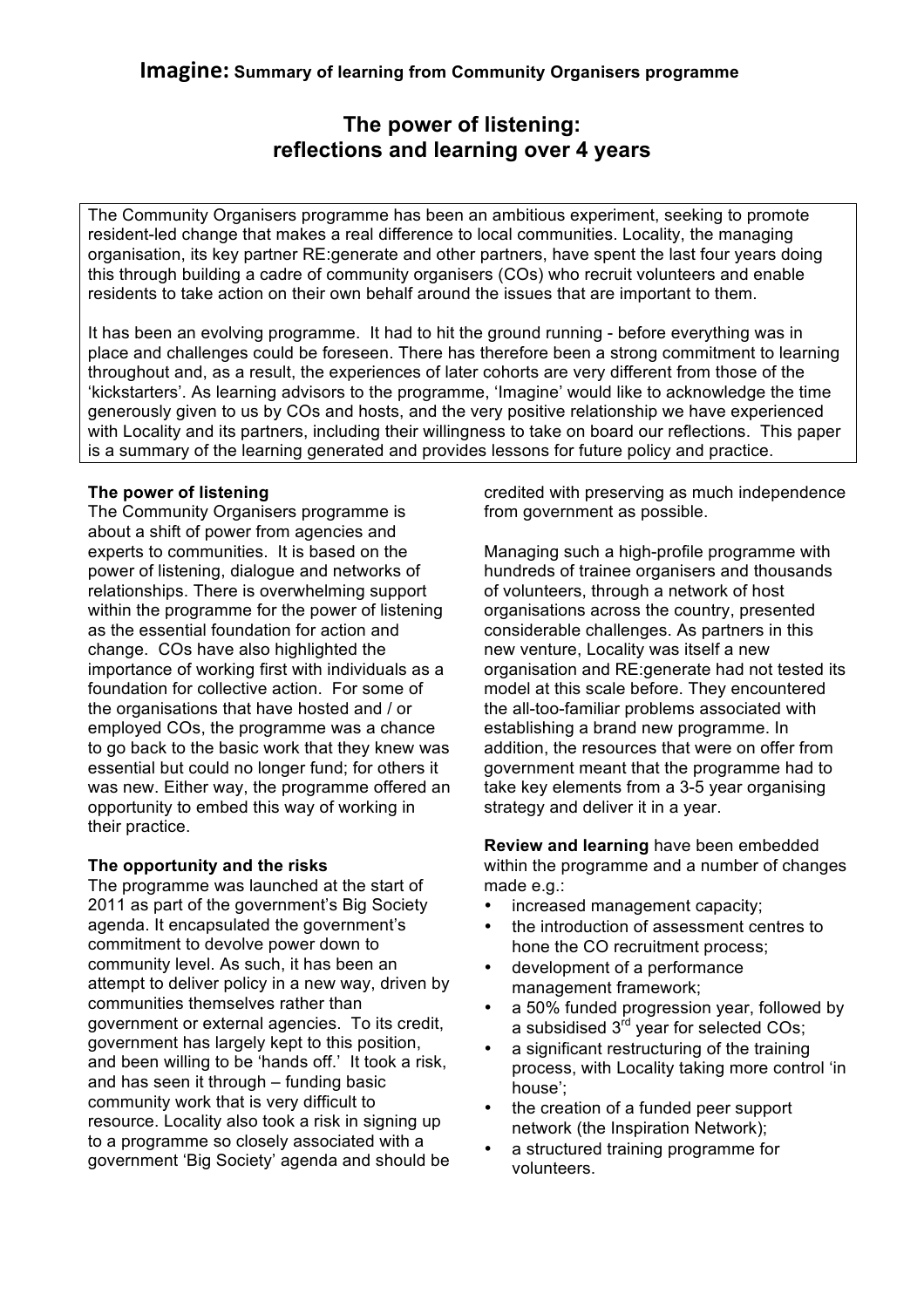**Imagine:** **Summary of learning from Community Organisers programme**

# The power of listening: reflections and learning over 4 years

The Community Organisers programme has been an ambitious experiment, seeking to promote resident-led change that makes a real difference to local communities. Locality, the managing organisation, its key partner RE:generate and other partners, have spent the last four years doing this through building a cadre of community organisers (COs) who recruit volunteers and enable residents to take action on their own behalf around the issues that are important to them.

It has been an evolving programme. It had to hit the ground running - before everything was in place and challenges could be foreseen. There has therefore been a strong commitment to learning throughout and, as a result, the experiences of later cohorts are very different from those of the 'kickstarters'. As learning advisors to the programme, 'Imagine' would like to acknowledge the time generously given to us by COs and hosts, and the very positive relationship we have experienced with Locality and its partners, including their willingness to take on board our reflections. This paper is a summary of the learning generated and provides lessons for future policy and practice.

**The power of listening**

The Community Organisers programme is about a shift of power from agencies and experts to communities. It is based on the power of listening, dialogue and networks of relationships. There is overwhelming support within the programme for the power of listening as the essential foundation for action and change. COs have also highlighted the importance of working first with individuals as a foundation for collective action. For some of the organisations that have hosted and / or employed COs, the programme was a chance to go back to the basic work that they knew was essential but could no longer fund; for others it was new. Either way, the programme offered an opportunity to embed this way of working in their practice.

**The opportunity and the risks**

The programme was launched at the start of 2011 as part of the government's Big Society agenda. It encapsulated the government's commitment to devolve power down to community level. As such, it has been an attempt to deliver policy in a new way, driven by communities themselves rather than government or external agencies. To its credit, government has largely kept to this position, and been willing to be 'hands off.' It took a risk, and has seen it through – funding basic community work that is very difficult to resource. Locality also took a risk in signing up to a programme so closely associated with a government 'Big Society' agenda and should be credited with preserving as much independence from government as possible.

Managing such a high-profile programme with hundreds of trainee organisers and thousands of volunteers, through a network of host organisations across the country, presented considerable challenges. As partners in this new venture, Locality was itself a new organisation and RE:generate had not tested its model at this scale before. They encountered the all-too-familiar problems associated with establishing a brand new programme. In addition, the resources that were on offer from government meant that the programme had to take key elements from a 3-5 year organising strategy and deliver it in a year.

**Review and learning** have been embedded within the programme and a number of changes made e.g.:

- increased management capacity;
- the introduction of assessment centres to hone the CO recruitment process;
- development of a performance management framework;
- a 50% funded progression year, followed by a subsidised 3rd year for selected COs;
- a significant restructuring of the training process, with Locality taking more control 'in house';
- the creation of a funded peer support network (the Inspiration Network);
- a structured training programme for volunteers.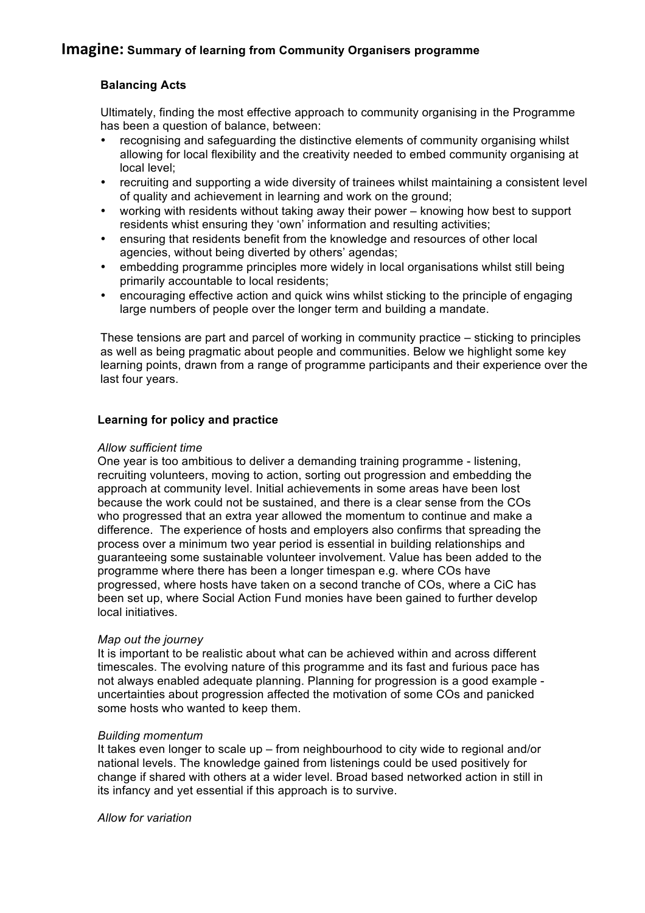# Imagine: Summary of learning from Community Organisers programme

### Balancing Acts

Ultimately, finding the most effective approach to community organising in the Programme has been a question of balance, between:

- recognising and safeguarding the distinctive elements of community organising whilst allowing for local flexibility and the creativity needed to embed community organising at local level;
- recruiting and supporting a wide diversity of trainees whilst maintaining a consistent level of quality and achievement in learning and work on the ground;
- working with residents without taking away their power – knowing how best to support residents whilst ensuring they 'own' information and resulting activities;
- ensuring that residents benefit from the knowledge and resources of other local agencies, without being diverted by others' agendas;
- embedding programme principles more widely in local organisations whilst still being primarily accountable to local residents;
- encouraging effective action and quick wins whilst sticking to the principle of engaging large numbers of people over the longer term and building a mandate.

These tensions are part and parcel of working in community practice – sticking to principles as well as being pragmatic about people and communities. Below we highlight some key learning points, drawn from a range of programme participants and their experience over the last four years.

### Learning for policy and practice

*Allow sufficient time*

One year is too ambitious to deliver a demanding training programme - listening, recruiting volunteers, moving to action, sorting out progression and embedding the approach at community level. Initial achievements in some areas have been lost because the work could not be sustained, and there is a clear sense from the COs who progressed that an extra year allowed the momentum to continue and make a difference. The experience of hosts and employers also confirms that spreading the process over a minimum two year period is essential in building relationships and guaranteeing some sustainable volunteer involvement. Value has been added to the programme where there has been a longer timespan e.g. where COs have progressed, where hosts have taken on a second tranche of COs, where a CiC has been set up, where Social Action Fund monies have been gained to further develop local initiatives.

*Map out the journey*

It is important to be realistic about what can be achieved within and across different timescales. The evolving nature of this programme and its fast and furious pace has not always enabled adequate planning. Planning for progression is a good example - uncertainties about progression affected the motivation of some COs and panicked some hosts who wanted to keep them.

*Building momentum*

It takes even longer to scale up – from neighbourhood to city wide to regional and/or national levels. The knowledge gained from listenings could be used positively for change if shared with others at a wider level. Broad based networked action in still in its infancy and yet essential if this approach is to survive.

*Allow for variation*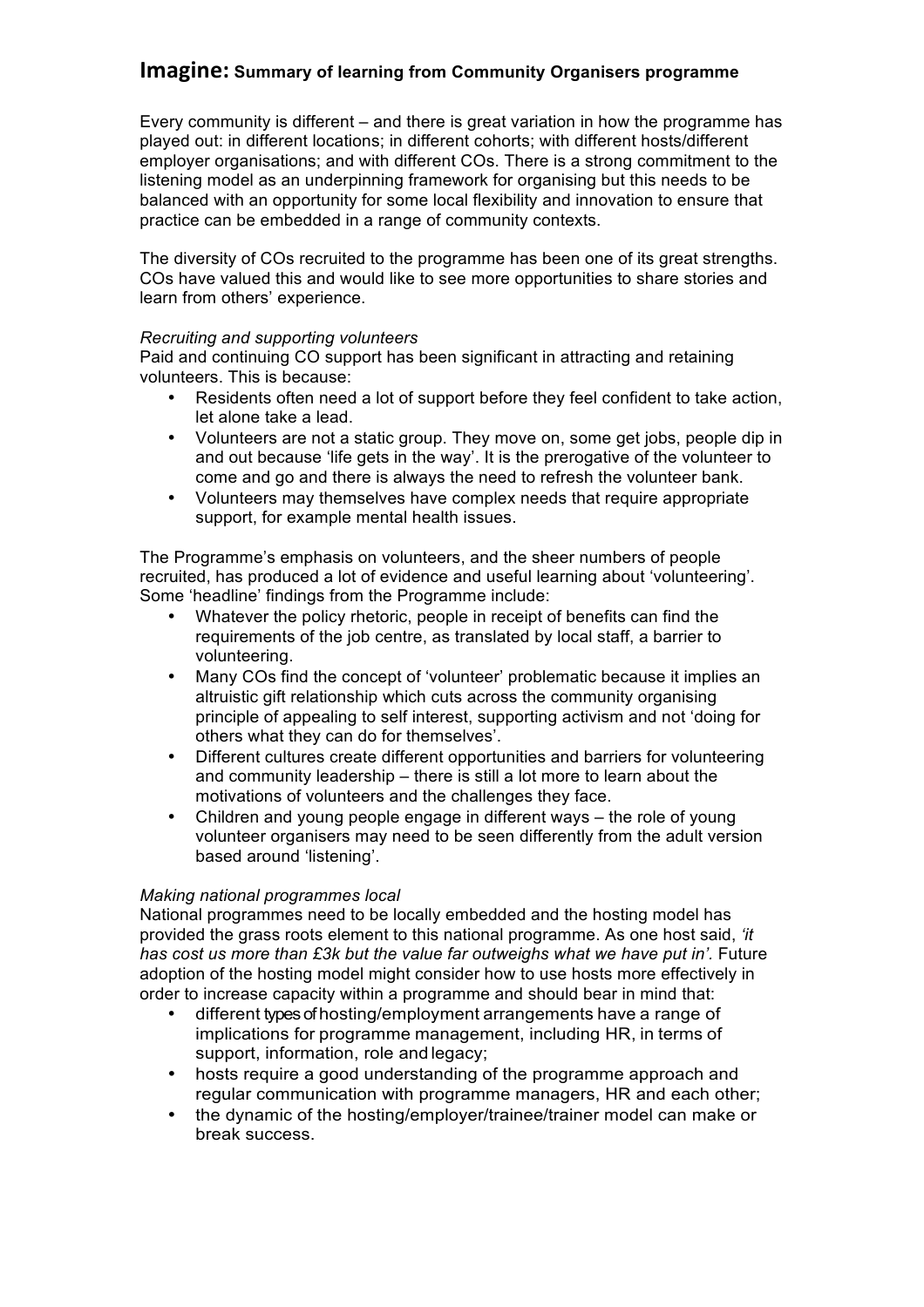# Imagine: Summary of learning from Community Organisers programme

Every community is different – and there is great variation in how the programme has played out: in different locations; in different cohorts; with different hosts/different employer organisations; and with different COs. There is a strong commitment to the listening model as an underpinning framework for organising but this needs to be balanced with an opportunity for some local flexibility and innovation to ensure that practice can be embedded in a range of community contexts.

The diversity of COs recruited to the programme has been one of its great strengths. COs have valued this and would like to see more opportunities to share stories and learn from others' experience.

*Recruiting and supporting volunteers*

Paid and continuing CO support has been significant in attracting and retaining volunteers. This is because:

- Residents often need a lot of support before they feel confident to take action, let alone take a lead.
- Volunteers are not a static group. They move on, some get jobs, people dip in and out because 'life gets in the way'. It is the prerogative of the volunteer to come and go and there is always the need to refresh the volunteer bank.
- Volunteers may themselves have complex needs that require appropriate support, for example mental health issues.

The Programme's emphasis on volunteers, and the sheer numbers of people recruited, has produced a lot of evidence and useful learning about 'volunteering'. Some 'headline' findings from the Programme include:

- Whatever the policy rhetoric, people in receipt of benefits can find the requirements of the job centre, as translated by local staff, a barrier to volunteering.
- Many COs find the concept of 'volunteer' problematic because it implies an altruistic gift relationship which cuts across the community organising principle of appealing to self interest, supporting activism and not 'doing for others what they can do for themselves'.
- Different cultures create different opportunities and barriers for volunteering and community leadership – there is still a lot more to learn about the motivations of volunteers and the challenges they face.
- Children and young people engage in different ways – the role of young volunteer organisers may need to be seen differently from the adult version based around 'listening'.

*Making national programmes local*

National programmes need to be locally embedded and the hosting model has provided the grass roots element to this national programme. As one host said, *'it has cost us more than £3k but the value far outweighs what we have put in'*. Future adoption of the hosting model might consider how to use hosts more effectively in order to increase capacity within a programme and should bear in mind that:

- different types of hosting/employment arrangements have a range of implications for programme management, including HR, in terms of support, information, role and legacy;
- hosts require a good understanding of the programme approach and regular communication with programme managers, HR and each other;
- the dynamic of the hosting/employer/trainee/trainer model can make or break success.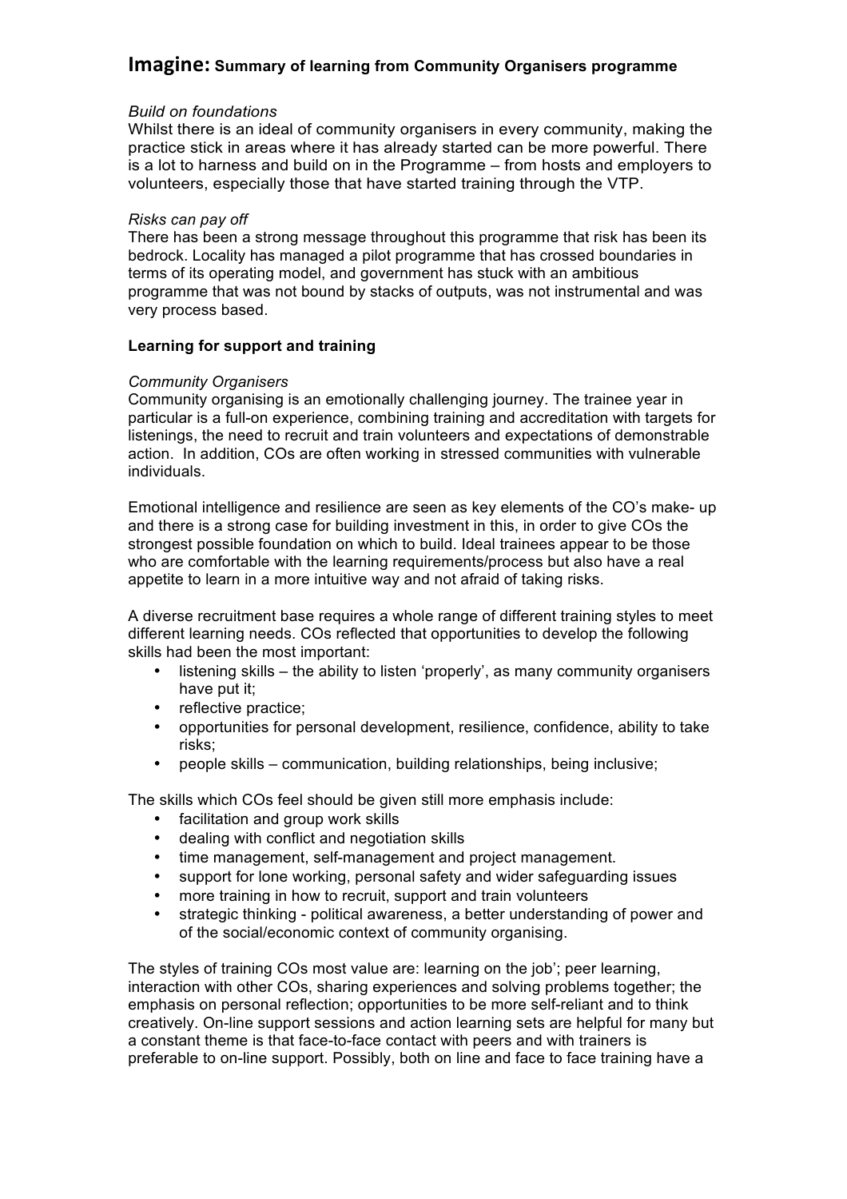# Imagine: Summary of learning from Community Organisers programme

*Build on foundations*

Whilst there is an ideal of community organisers in every community, making the practice stick in areas where it has already started can be more powerful. There is a lot to harness and build on in the Programme – from hosts and employers to volunteers, especially those that have started training through the VTP.

*Risks can pay off*

There has been a strong message throughout this programme that risk has been its bedrock. Locality has managed a pilot programme that has crossed boundaries in terms of its operating model, and government has stuck with an ambitious programme that was not bound by stacks of outputs, was not instrumental and was very process based.

**Learning for support and training**

*Community Organisers*

Community organising is an emotionally challenging journey. The trainee year in particular is a full-on experience, combining training and accreditation with targets for listenings, the need to recruit and train volunteers and expectations of demonstrable action. In addition, COs are often working in stressed communities with vulnerable individuals.

Emotional intelligence and resilience are seen as key elements of the CO's make- up and there is a strong case for building investment in this, in order to give COs the strongest possible foundation on which to build. Ideal trainees appear to be those who are comfortable with the learning requirements/process but also have a real appetite to learn in a more intuitive way and not afraid of taking risks.

A diverse recruitment base requires a whole range of different training styles to meet different learning needs. COs reflected that opportunities to develop the following skills had been the most important:

- listening skills – the ability to listen 'properly', as many community organisers have put it;
- reflective practice;
- opportunities for personal development, resilience, confidence, ability to take risks;
- people skills – communication, building relationships, being inclusive;

The skills which COs feel should be given still more emphasis include:

- facilitation and group work skills
- dealing with conflict and negotiation skills
- time management, self-management and project management.
- support for lone working, personal safety and wider safeguarding issues
- more training in how to recruit, support and train volunteers
- strategic thinking - political awareness, a better understanding of power and of the social/economic context of community organising.

The styles of training COs most value are: learning on the job'; peer learning, interaction with other COs, sharing experiences and solving problems together; the emphasis on personal reflection; opportunities to be more self-reliant and to think creatively. On-line support sessions and action learning sets are helpful for many but a constant theme is that face-to-face contact with peers and with trainers is preferable to on-line support. Possibly, both on line and face to face training have a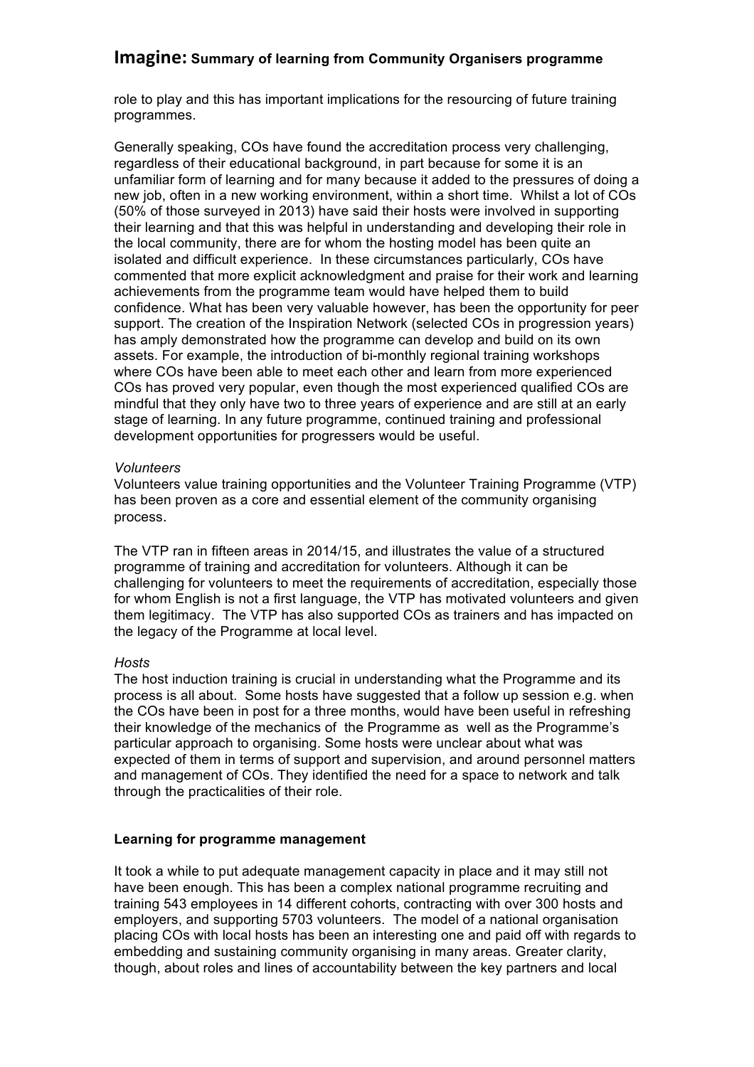role to play and this has important implications for the resourcing of future training programmes.

Generally speaking, COs have found the accreditation process very challenging, regardless of their educational background, in part because for some it is an unfamiliar form of learning and for many because it added to the pressures of doing a new job, often in a new working environment, within a short time. Whilst a lot of COs (50% of those surveyed in 2013) have said their hosts were involved in supporting their learning and that this was helpful in understanding and developing their role in the local community, there are for whom the hosting model has been quite an isolated and difficult experience. In these circumstances particularly, COs have commented that more explicit acknowledgment and praise for their work and learning achievements from the programme team would have helped them to build confidence. What has been very valuable however, has been the opportunity for peer support. The creation of the Inspiration Network (selected COs in progression years) has amply demonstrated how the programme can develop and build on its own assets. For example, the introduction of bi-monthly regional training workshops where COs have been able to meet each other and learn from more experienced COs has proved very popular, even though the most experienced qualified COs are mindful that they only have two to three years of experience and are still at an early stage of learning. In any future programme, continued training and professional development opportunities for progressers would be useful.

*Volunteers*

Volunteers value training opportunities and the Volunteer Training Programme (VTP) has been proven as a core and essential element of the community organising process.

The VTP ran in fifteen areas in 2014/15, and illustrates the value of a structured programme of training and accreditation for volunteers. Although it can be challenging for volunteers to meet the requirements of accreditation, especially those for whom English is not a first language, the VTP has motivated volunteers and given them legitimacy. The VTP has also supported COs as trainers and has impacted on the legacy of the Programme at local level.

*Hosts*

The host induction training is crucial in understanding what the Programme and its process is all about. Some hosts have suggested that a follow up session e.g. when the COs have been in post for a three months, would have been useful in refreshing their knowledge of the mechanics of the Programme as well as the Programme's particular approach to organising. Some hosts were unclear about what was expected of them in terms of support and supervision, and around personnel matters and management of COs. They identified the need for a space to network and talk through the practicalities of their role.

**Learning for programme management**

It took a while to put adequate management capacity in place and it may still not have been enough. This has been a complex national programme recruiting and training 543 employees in 14 different cohorts, contracting with over 300 hosts and employers, and supporting 5703 volunteers. The model of a national organisation placing COs with local hosts has been an interesting one and paid off with regards to embedding and sustaining community organising in many areas. Greater clarity, though, about roles and lines of accountability between the key partners and local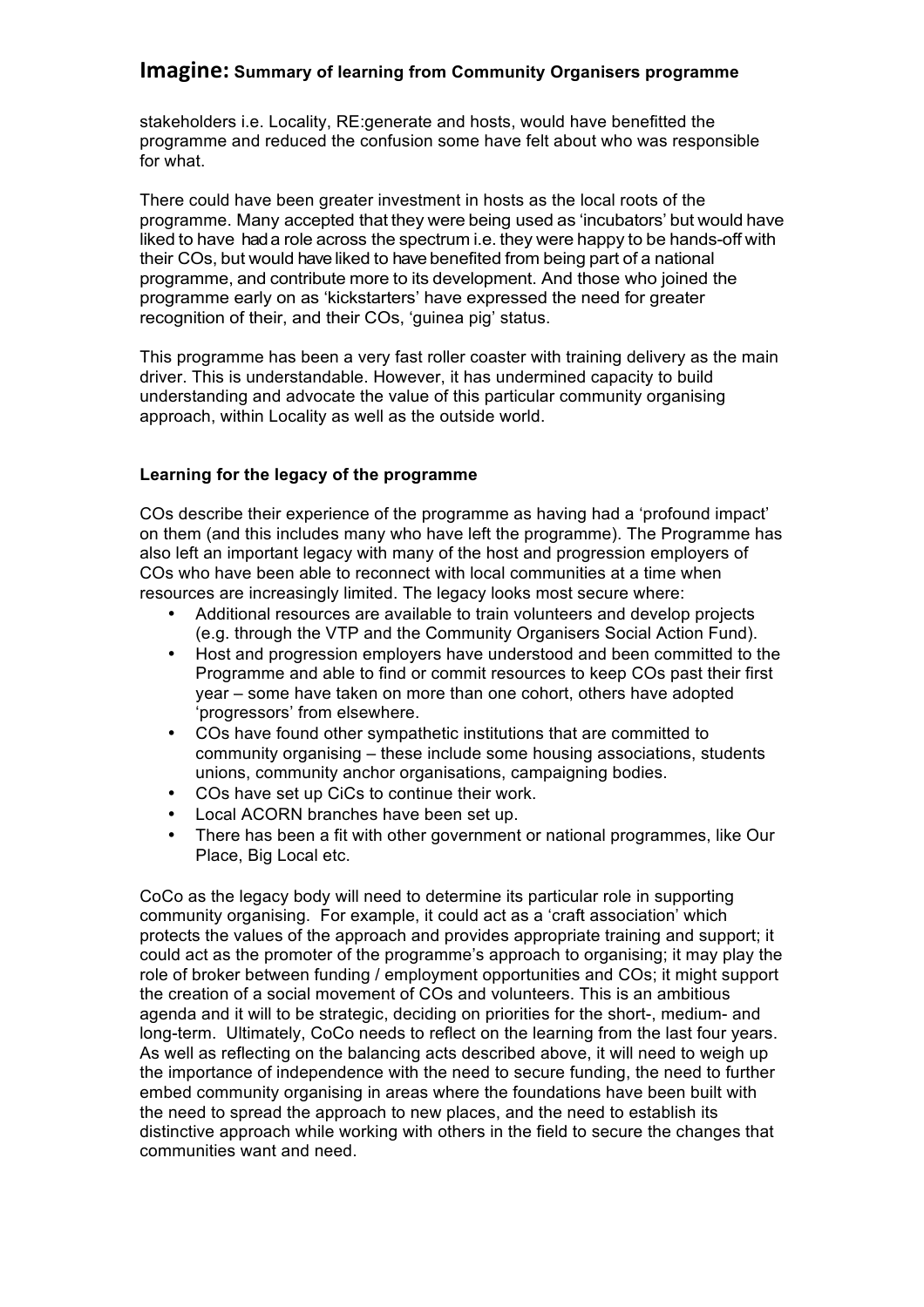stakeholders i.e. Locality, RE:generate and hosts, would have benefitted the programme and reduced the confusion some have felt about who was responsible for what.

There could have been greater investment in hosts as the local roots of the programme. Many accepted that they were being used as 'incubators' but would have liked to have had a role across the spectrum i.e. they were happy to be hands-off with their COs, but would have liked to have benefited from being part of a national programme, and contribute more to its development. And those who joined the programme early on as 'kickstarters' have expressed the need for greater recognition of their, and their COs, 'guinea pig' status.

This programme has been a very fast roller coaster with training delivery as the main driver. This is understandable. However, it has undermined capacity to build understanding and advocate the value of this particular community organising approach, within Locality as well as the outside world.

**Learning for the legacy of the programme**

COs describe their experience of the programme as having had a 'profound impact' on them (and this includes many who have left the programme). The Programme has also left an important legacy with many of the host and progression employers of COs who have been able to reconnect with local communities at a time when resources are increasingly limited. The legacy looks most secure where:

- Additional resources are available to train volunteers and develop projects (e.g. through the VTP and the Community Organisers Social Action Fund).
- Host and progression employers have understood and been committed to the Programme and able to find or commit resources to keep COs past their first year – some have taken on more than one cohort, others have adopted 'progressors' from elsewhere.
- COs have found other sympathetic institutions that are committed to community organising – these include some housing associations, students unions, community anchor organisations, campaigning bodies.
- COs have set up CiCs to continue their work.
- Local ACORN branches have been set up.
- There has been a fit with other government or national programmes, like Our Place, Big Local etc.

CoCo as the legacy body will need to determine its particular role in supporting community organising. For example, it could act as a 'craft association' which protects the values of the approach and provides appropriate training and support; it could act as the promoter of the programme's approach to organising; it may play the role of broker between funding / employment opportunities and COs; it might support the creation of a social movement of COs and volunteers. This is an ambitious agenda and it will to be strategic, deciding on priorities for the short-, medium- and long-term. Ultimately, CoCo needs to reflect on the learning from the last four years. As well as reflecting on the balancing acts described above, it will need to weigh up the importance of independence with the need to secure funding, the need to further embed community organising in areas where the foundations have been built with the need to spread the approach to new places, and the need to establish its distinctive approach while working with others in the field to secure the changes that communities want and need.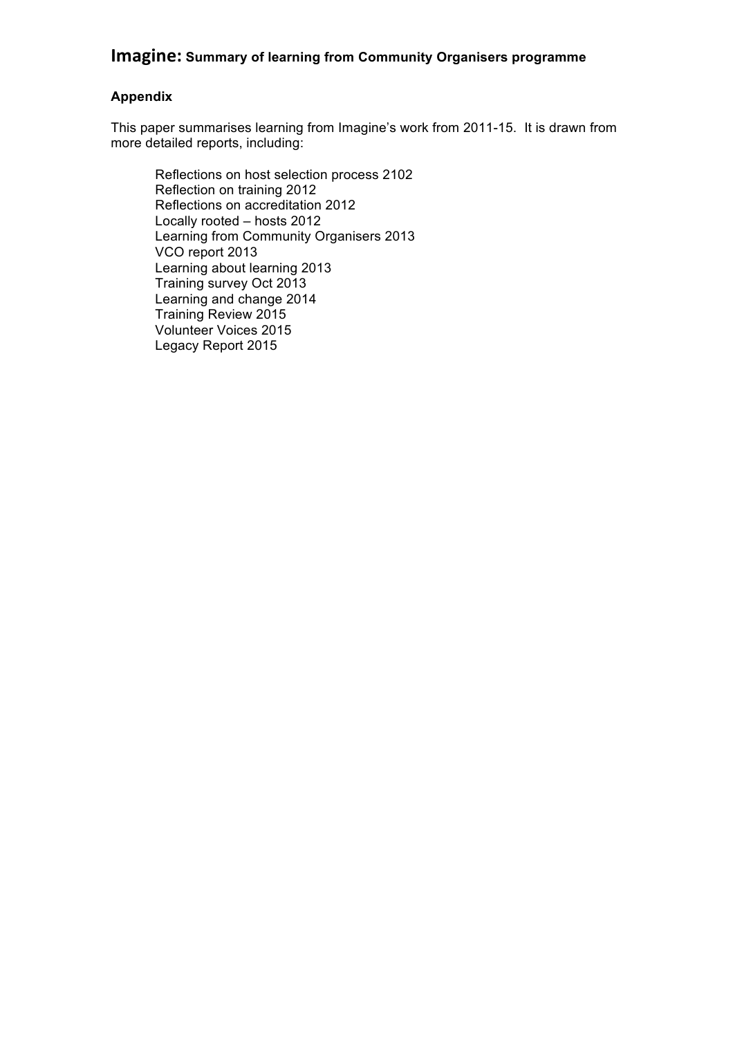# Imagine: Summary of learning from Community Organisers programme

**Appendix**

This paper summarises learning from Imagine's work from 2011-15. It is drawn from more detailed reports, including:

- Reflections on host selection process 2102
- Reflection on training 2012
- Reflections on accreditation 2012
- Locally rooted – hosts 2012
- Learning from Community Organisers 2013
- VCO report 2013
- Learning about learning 2013
- Training survey Oct 2013
- Learning and change 2014
- Training Review 2015
- Volunteer Voices 2015
- Legacy Report 2015